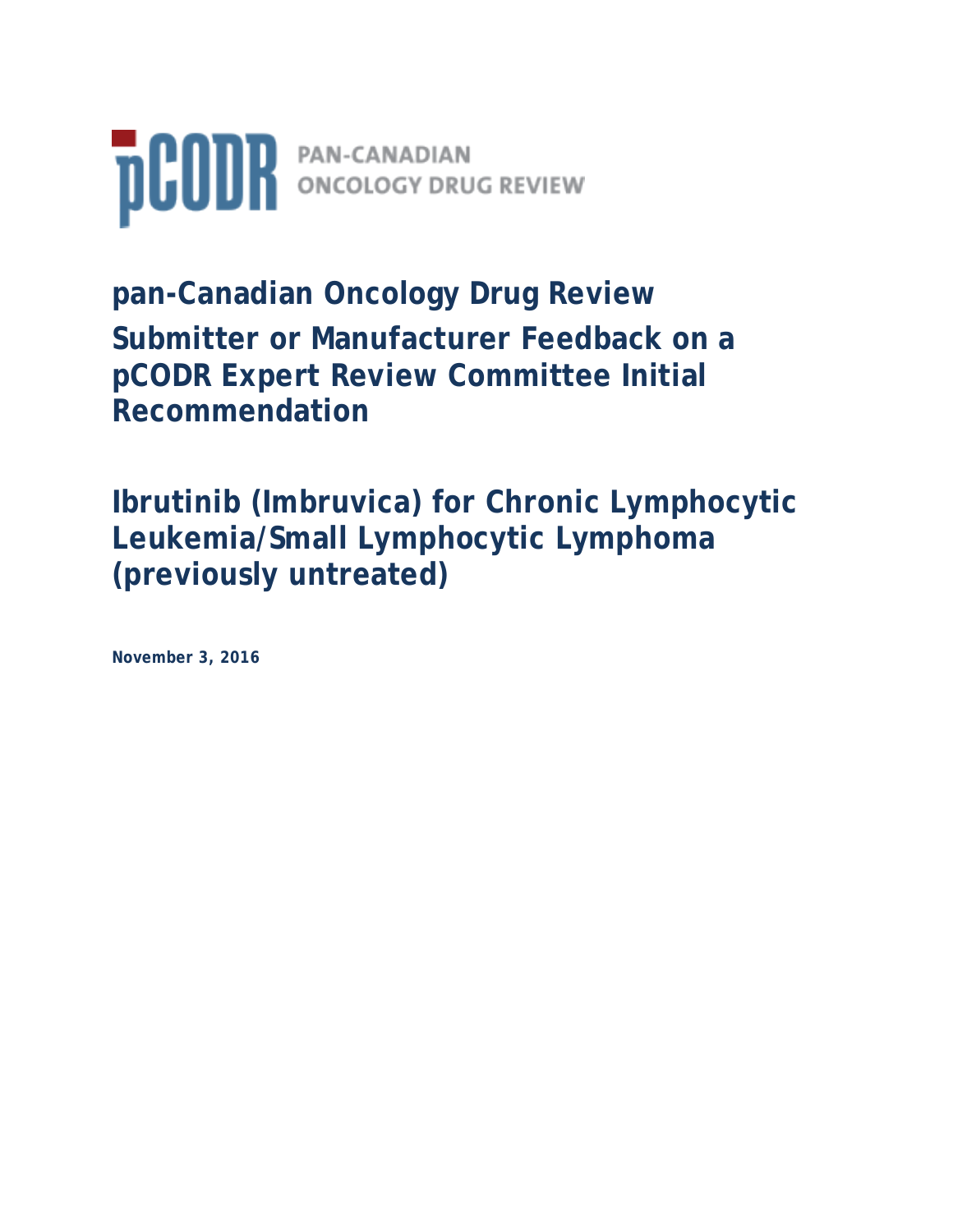pCODR PAN-CANADIAN ONCOLOGY DRUG REVIEW

# pan-Canadian Oncology Drug Review

# Submitter or Manufacturer Feedback on a pCODR Expert Review Committee Initial Recommendation

# Ibrutinib (Imbruvica) for Chronic Lymphocytic Leukemia/Small Lymphocytic Lymphoma (previously untreated)

**November 3, 2016**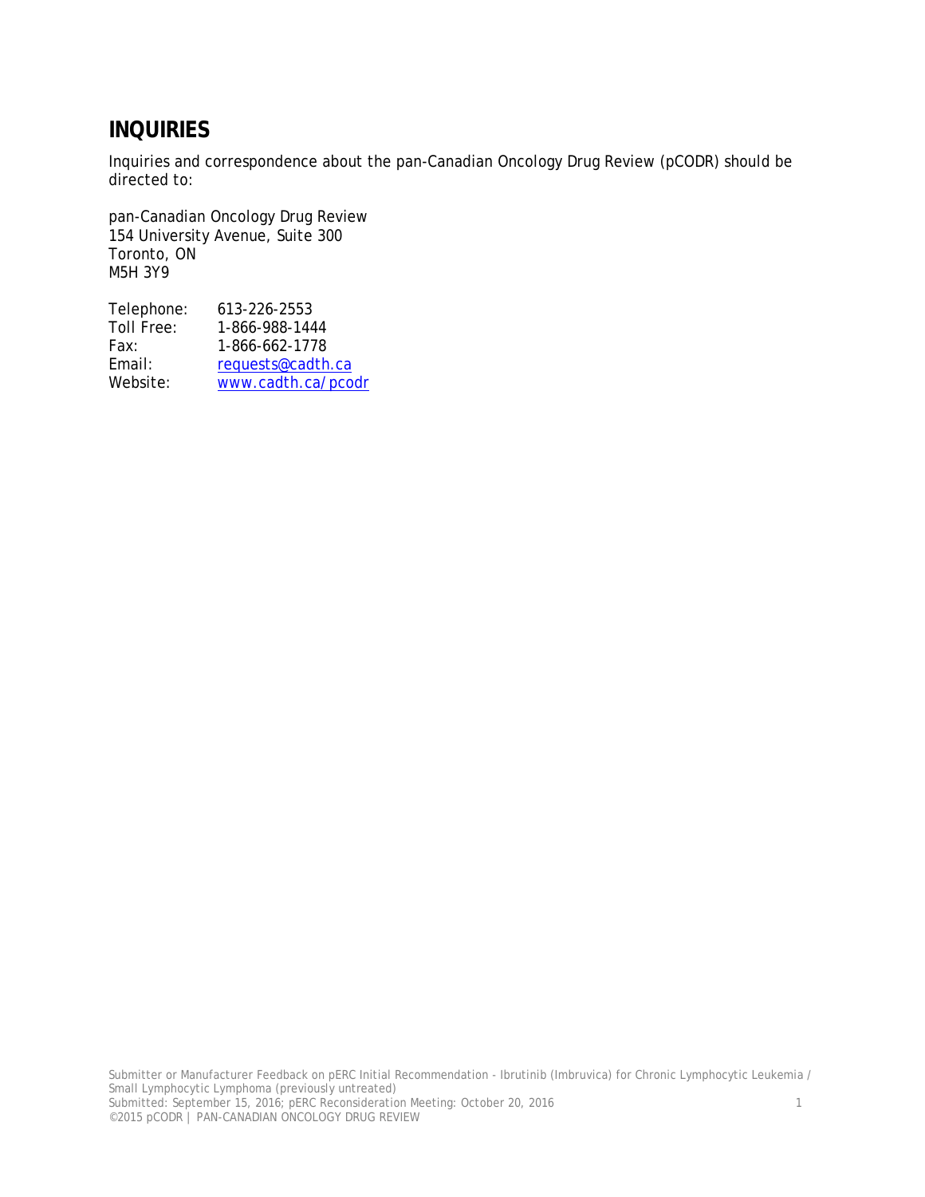# INQUIRIES

Inquiries and correspondence about the pan-Canadian Oncology Drug Review (pCODR) should be directed to:

pan-Canadian Oncology Drug Review
154 University Avenue, Suite 300
Toronto, ON
M5H 3Y9

| | |
|---|---|
| Telephone: | 613-226-2553 |
| Toll Free: | 1-866-988-1444 |
| Fax: | 1-866-662-1778 |
| Email: | requests@cadth.ca |
| Website: | www.cadth.ca/pcodr |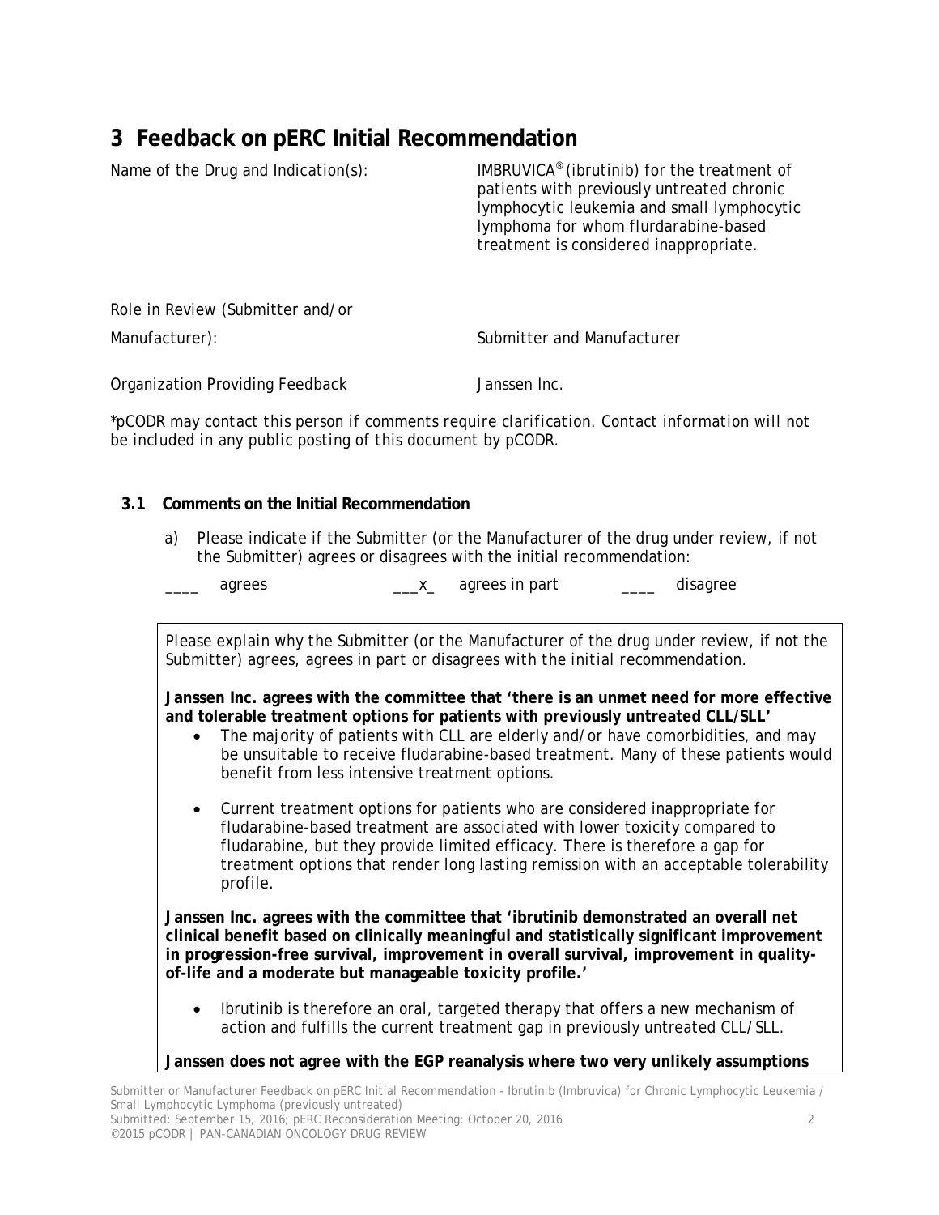# 3 Feedback on pERC Initial Recommendation

| | |
|---|---|
| Name of the Drug and Indication(s): | IMBRUVICA® (ibrutinib) for the treatment of patients with previously untreated chronic lymphocytic leukemia and small lymphocytic lymphoma for whom flurdarabine-based treatment is considered inappropriate. |
| Role in Review (Submitter and/or Manufacturer): | Submitter and Manufacturer |
| Organization Providing Feedback | Janssen Inc. |

*pCODR may contact this person if comments require clarification. Contact information will not be included in any public posting of this document by pCODR.

## 3.1 Comments on the Initial Recommendation

a) Please indicate if the Submitter (or the Manufacturer of the drug under review, if not the Submitter) agrees or disagrees with the initial recommendation:

____ agrees ___x_ agrees in part ____ disagree

*Please explain why the Submitter (or the Manufacturer of the drug under review, if not the Submitter) agrees, agrees in part or disagrees with the initial recommendation.*

**Janssen Inc. agrees with the committee that 'there is an unmet need for more effective and tolerable treatment options for patients with previously untreated CLL/SLL'**

- The majority of patients with CLL are elderly and/or have comorbidities, and may be unsuitable to receive fludarabine-based treatment. Many of these patients would benefit from less intensive treatment options.
- Current treatment options for patients who are considered inappropriate for fludarabine-based treatment are associated with lower toxicity compared to fludarabine, but they provide limited efficacy. There is therefore a gap for treatment options that render long lasting remission with an acceptable tolerability profile.

**Janssen Inc. agrees with the committee that 'ibrutinib demonstrated an overall net clinical benefit based on clinically meaningful and statistically significant improvement in progression-free survival, improvement in overall survival, improvement in quality-of-life and a moderate but manageable toxicity profile.'**

- Ibrutinib is therefore an oral, targeted therapy that offers a new mechanism of action and fulfills the current treatment gap in previously untreated CLL/SLL.

**Janssen does not agree with the EGP reanalysis where two very unlikely assumptions**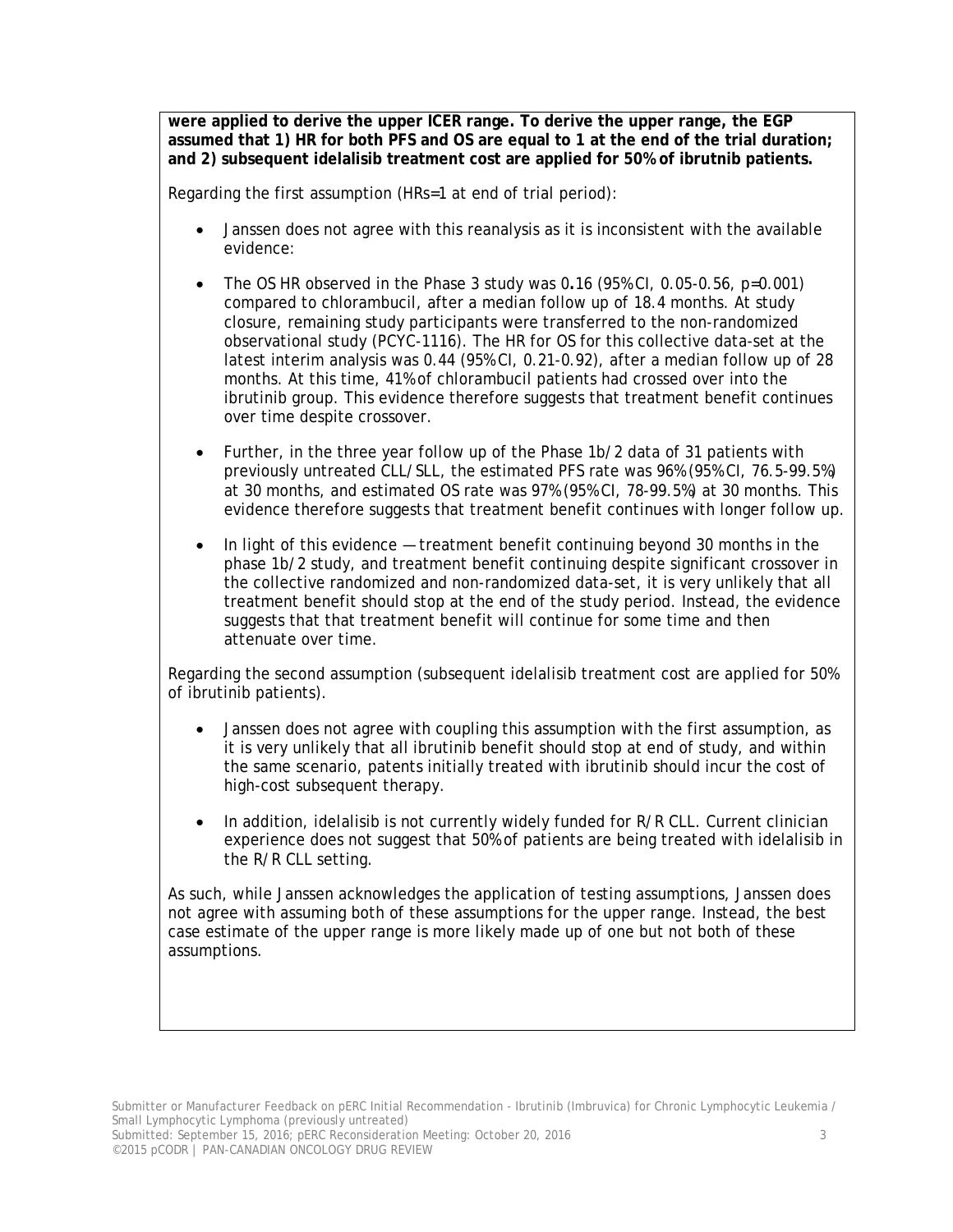**were applied to derive the upper ICER range. To derive the upper range, the EGP assumed that 1) HR for both PFS and OS are equal to 1 at the end of the trial duration; and 2) subsequent idelalisib treatment cost are applied for 50% of ibrutnib patients.**

Regarding the first assumption (HRs=1 at end of trial period):

- Janssen does not agree with this reanalysis as it is inconsistent with the available evidence:
- The OS HR observed in the Phase 3 study was 0**.**16 (95% CI, 0.05-0.56, p=0.001) compared to chlorambucil, after a median follow up of 18.4 months. At study closure, remaining study participants were transferred to the non-randomized observational study (PCYC-1116). The HR for OS for this collective data-set at the latest interim analysis was 0.44 (95% CI, 0.21-0.92), after a median follow up of 28 months. At this time, 41% of chlorambucil patients had crossed over into the ibrutinib group. This evidence therefore suggests that treatment benefit continues over time despite crossover.
- Further, in the three year follow up of the Phase 1b/2 data of 31 patients with previously untreated CLL/SLL, the estimated PFS rate was 96% (95% CI, 76.5-99.5%) at 30 months, and estimated OS rate was 97% (95% CI, 78-99.5%) at 30 months. This evidence therefore suggests that treatment benefit continues with longer follow up.
- In light of this evidence — treatment benefit continuing beyond 30 months in the phase 1b/2 study, and treatment benefit continuing despite significant crossover in the collective randomized and non-randomized data-set, it is very unlikely that all treatment benefit should stop at the end of the study period. Instead, the evidence suggests that that treatment benefit will continue for some time and then attenuate over time.

Regarding the second assumption (subsequent idelalisib treatment cost are applied for 50% of ibrutinib patients).

- Janssen does not agree with coupling this assumption with the first assumption, as it is very unlikely that all ibrutinib benefit should stop at end of study, and within the same scenario, patents initially treated with ibrutinib should incur the cost of high-cost subsequent therapy.
- In addition, idelalisib is not currently widely funded for R/R CLL. Current clinician experience does not suggest that 50% of patients are being treated with idelalisib in the R/R CLL setting.

As such, while Janssen acknowledges the application of testing assumptions, Janssen does not agree with assuming both of these assumptions for the upper range. Instead, the best case estimate of the upper range is more likely made up of one but not both of these assumptions.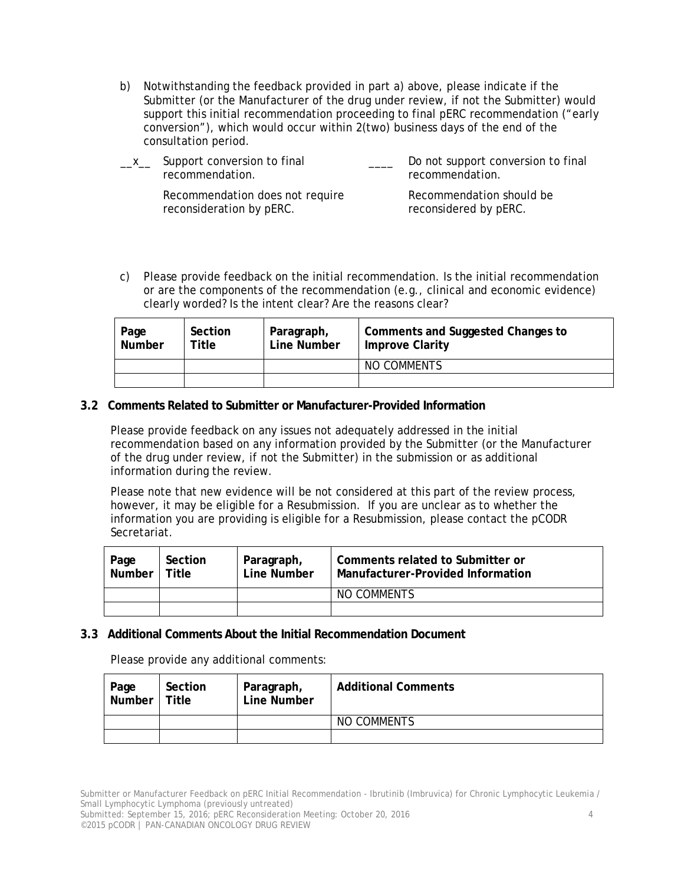b) Notwithstanding the feedback provided in part a) above, please indicate if the Submitter (or the Manufacturer of the drug under review, if not the Submitter) would support this initial recommendation proceeding to final pERC recommendation ("early conversion"), which would occur within 2(two) business days of the end of the consultation period.

__x__ Support conversion to final recommendation.

Recommendation does not require reconsideration by pERC.

____ Do not support conversion to final recommendation.

Recommendation should be reconsidered by pERC.

c) Please provide feedback on the initial recommendation. Is the initial recommendation or are the components of the recommendation (e.g., clinical and economic evidence) clearly worded? Is the intent clear? Are the reasons clear?

| Page Number | Section Title | Paragraph, Line Number | Comments and Suggested Changes to Improve Clarity |
|---|---|---|---|
| | | | NO COMMENTS |
| | | | |

### 3.2 Comments Related to Submitter or Manufacturer-Provided Information

Please provide feedback on any issues not adequately addressed in the initial recommendation based on any information provided by the Submitter (or the Manufacturer of the drug under review, if not the Submitter) in the submission or as additional information during the review.

Please note that new evidence will be not considered at this part of the review process, however, it may be eligible for a Resubmission. If you are unclear as to whether the information you are providing is eligible for a Resubmission, please contact the pCODR Secretariat.

| Page Number | Section Title | Paragraph, Line Number | Comments related to Submitter or Manufacturer-Provided Information |
|---|---|---|---|
| | | | NO COMMENTS |
| | | | |

### 3.3 Additional Comments About the Initial Recommendation Document

Please provide any additional comments:

| Page Number | Section Title | Paragraph, Line Number | Additional Comments |
|---|---|---|---|
| | | | NO COMMENTS |
| | | | |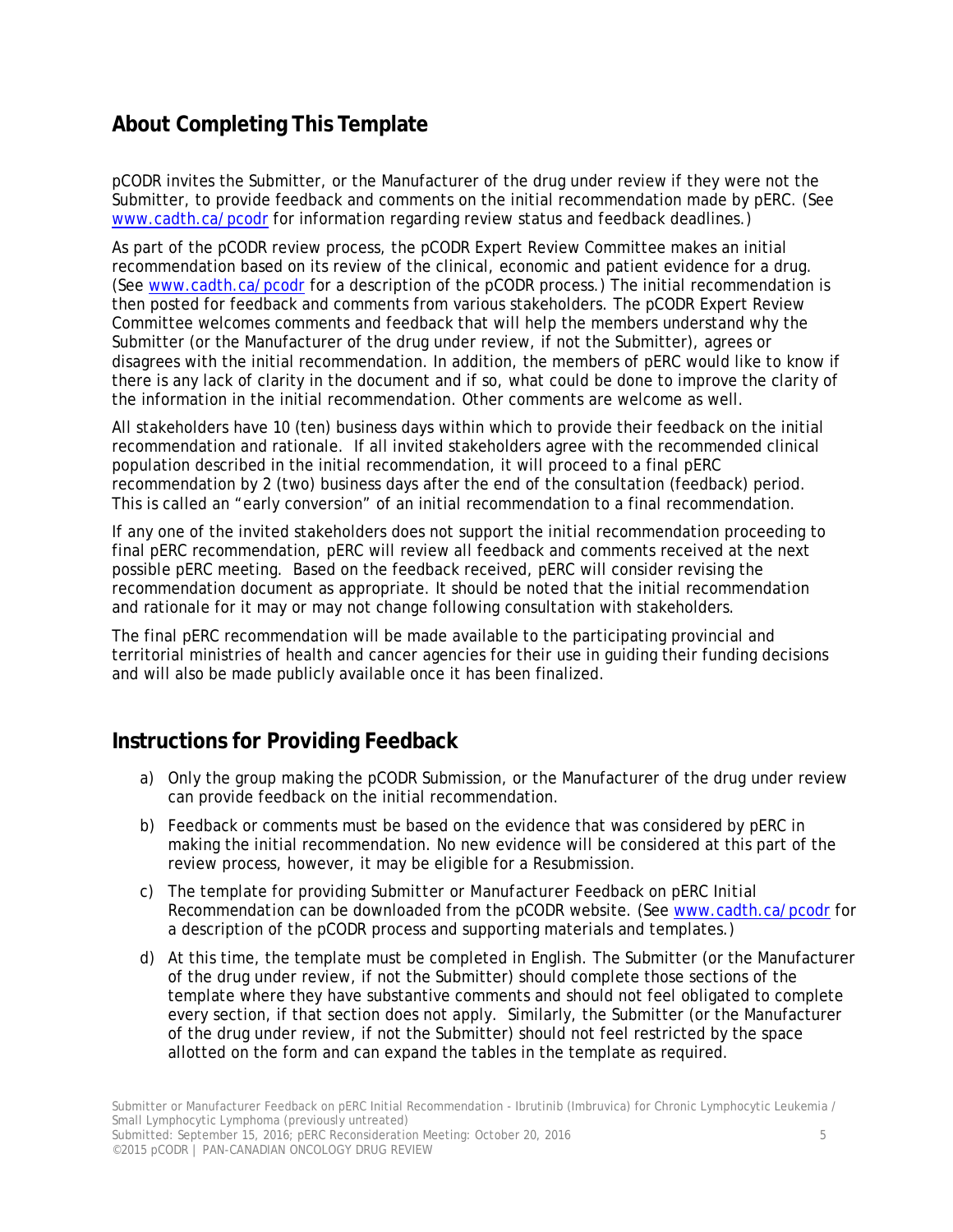## About Completing This Template

pCODR invites the Submitter, or the Manufacturer of the drug under review if they were not the Submitter, to provide feedback and comments on the initial recommendation made by pERC. (See www.cadth.ca/pcodr for information regarding review status and feedback deadlines.)

As part of the pCODR review process, the pCODR Expert Review Committee makes an initial recommendation based on its review of the clinical, economic and patient evidence for a drug. (See www.cadth.ca/pcodr for a description of the pCODR process.) The initial recommendation is then posted for feedback and comments from various stakeholders. The pCODR Expert Review Committee welcomes comments and feedback that will help the members understand why the Submitter (or the Manufacturer of the drug under review, if not the Submitter), agrees or disagrees with the initial recommendation. In addition, the members of pERC would like to know if there is any lack of clarity in the document and if so, what could be done to improve the clarity of the information in the initial recommendation. Other comments are welcome as well.

All stakeholders have 10 (ten) business days within which to provide their feedback on the initial recommendation and rationale. If all invited stakeholders agree with the recommended clinical population described in the initial recommendation, it will proceed to a final pERC recommendation by 2 (two) business days after the end of the consultation (feedback) period. This is called an "early conversion" of an initial recommendation to a final recommendation.

If any one of the invited stakeholders does not support the initial recommendation proceeding to final pERC recommendation, pERC will review all feedback and comments received at the next possible pERC meeting. Based on the feedback received, pERC will consider revising the recommendation document as appropriate. It should be noted that the initial recommendation and rationale for it may or may not change following consultation with stakeholders.

The final pERC recommendation will be made available to the participating provincial and territorial ministries of health and cancer agencies for their use in guiding their funding decisions and will also be made publicly available once it has been finalized.

## Instructions for Providing Feedback

a) Only the group making the pCODR Submission, or the Manufacturer of the drug under review can provide feedback on the initial recommendation.

b) Feedback or comments must be based on the evidence that was considered by pERC in making the initial recommendation. No new evidence will be considered at this part of the review process, however, it may be eligible for a Resubmission.

c) The template for providing *Submitter or Manufacturer Feedback on pERC Initial Recommendation* can be downloaded from the pCODR website. (See www.cadth.ca/pcodr for a description of the pCODR process and supporting materials and templates.)

d) At this time, the template must be completed in English. The Submitter (or the Manufacturer of the drug under review, if not the Submitter) should complete those sections of the template where they have substantive comments and should not feel obligated to complete every section, if that section does not apply. Similarly, the Submitter (or the Manufacturer of the drug under review, if not the Submitter) should not feel restricted by the space allotted on the form and can expand the tables in the template as required.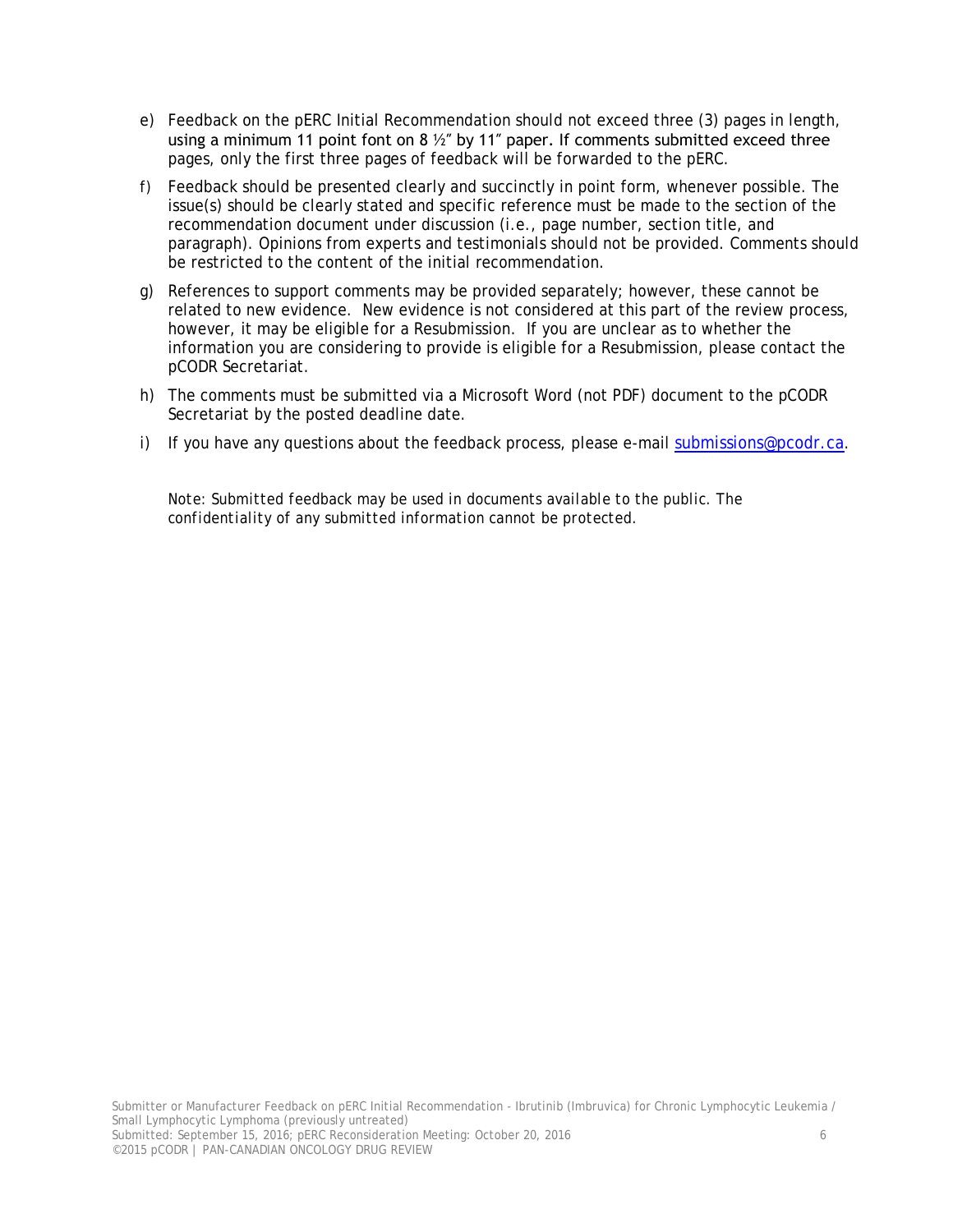e) Feedback on the pERC Initial Recommendation should not exceed three (3) pages in length, using a minimum 11 point font on 8 ½″ by 11″ paper. If comments submitted exceed three pages, only the first three pages of feedback will be forwarded to the pERC.

f) Feedback should be presented clearly and succinctly in point form, whenever possible. The issue(s) should be clearly stated and specific reference must be made to the section of the recommendation document under discussion (i.e., page number, section title, and paragraph). Opinions from experts and testimonials should not be provided. Comments should be restricted to the content of the initial recommendation.

g) References to support comments may be provided separately; however, these cannot be related to new evidence. New evidence is not considered at this part of the review process, however, it may be eligible for a Resubmission. If you are unclear as to whether the information you are considering to provide is eligible for a Resubmission, please contact the pCODR Secretariat.

h) The comments must be submitted via a Microsoft Word (not PDF) document to the pCODR Secretariat by the posted deadline date.

i) If you have any questions about the feedback process, please e-mail submissions@pcodr.ca.

*Note: Submitted feedback may be used in documents available to the public. The confidentiality of any submitted information cannot be protected.*